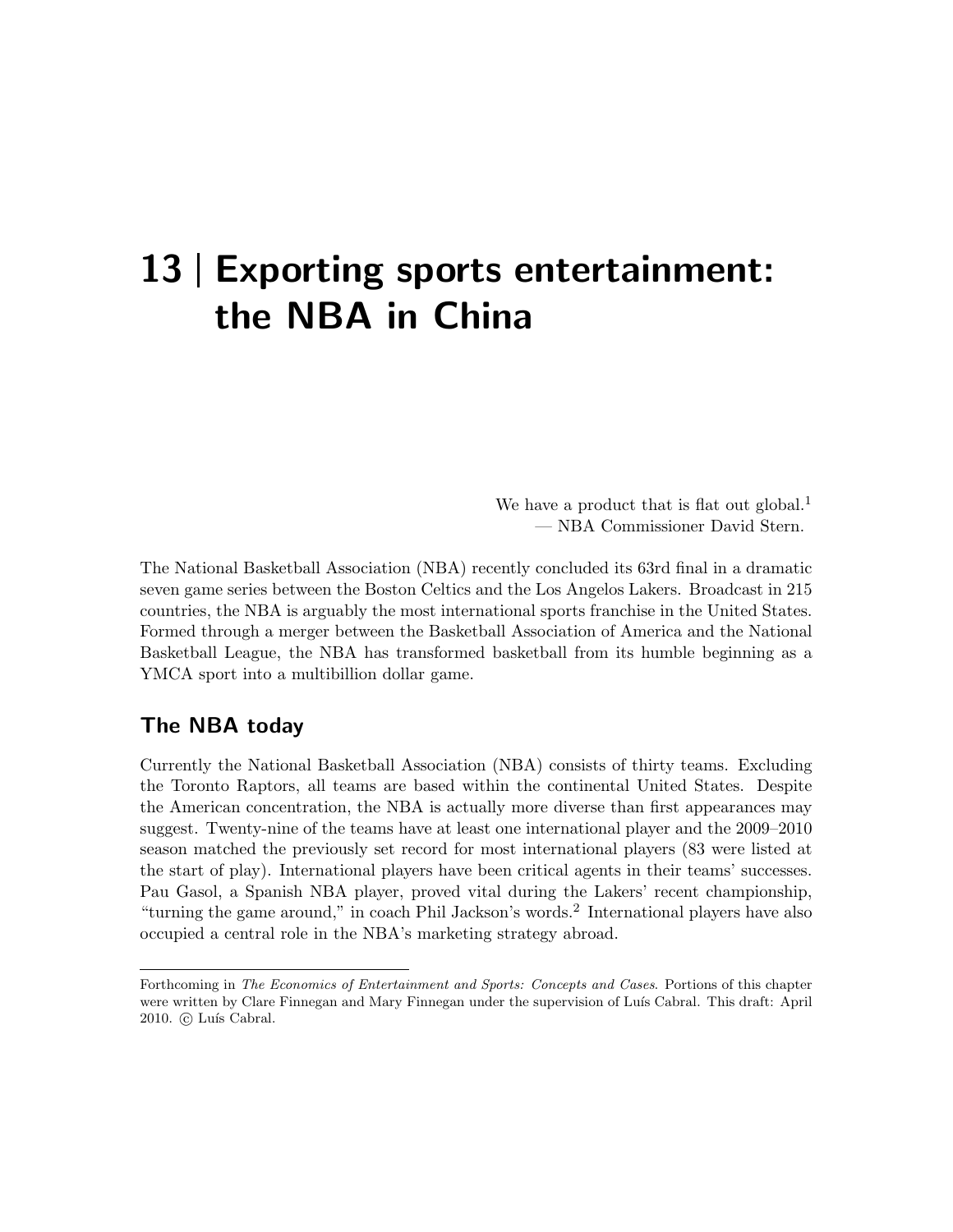# 13 | Exporting sports entertainment: the NBA in China

> We have a product that is flat out global.[1]
> — NBA Commissioner David Stern.

The National Basketball Association (NBA) recently concluded its 63rd final in a dramatic seven game series between the Boston Celtics and the Los Angelos Lakers. Broadcast in 215 countries, the NBA is arguably the most international sports franchise in the United States. Formed through a merger between the Basketball Association of America and the National Basketball League, the NBA has transformed basketball from its humble beginning as a YMCA sport into a multibillion dollar game.

## The NBA today

Currently the National Basketball Association (NBA) consists of thirty teams. Excluding the Toronto Raptors, all teams are based within the continental United States. Despite the American concentration, the NBA is actually more diverse than first appearances may suggest. Twenty-nine of the teams have at least one international player and the 2009–2010 season matched the previously set record for most international players (83 were listed at the start of play). International players have been critical agents in their teams' successes. Pau Gasol, a Spanish NBA player, proved vital during the Lakers' recent championship, "turning the game around," in coach Phil Jackson's words.[2] International players have also occupied a central role in the NBA's marketing strategy abroad.

---

Forthcoming in *The Economics of Entertainment and Sports: Concepts and Cases*. Portions of this chapter were written by Clare Finnegan and Mary Finnegan under the supervision of Luís Cabral. This draft: April 2010. © Luís Cabral.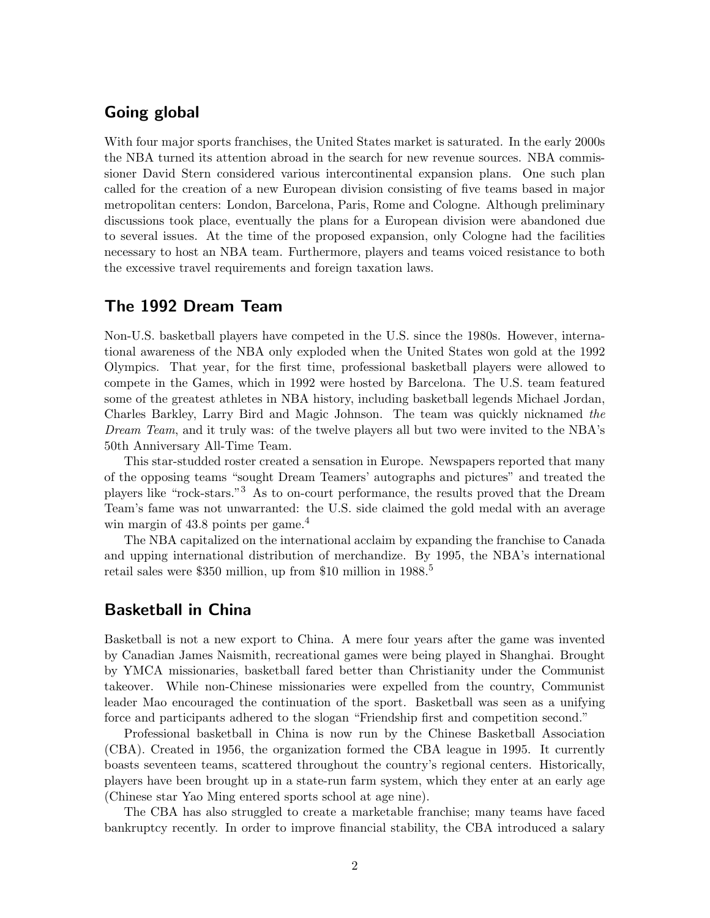## Going global

With four major sports franchises, the United States market is saturated. In the early 2000s the NBA turned its attention abroad in the search for new revenue sources. NBA commissioner David Stern considered various intercontinental expansion plans. One such plan called for the creation of a new European division consisting of five teams based in major metropolitan centers: London, Barcelona, Paris, Rome and Cologne. Although preliminary discussions took place, eventually the plans for a European division were abandoned due to several issues. At the time of the proposed expansion, only Cologne had the facilities necessary to host an NBA team. Furthermore, players and teams voiced resistance to both the excessive travel requirements and foreign taxation laws.

## The 1992 Dream Team

Non-U.S. basketball players have competed in the U.S. since the 1980s. However, international awareness of the NBA only exploded when the United States won gold at the 1992 Olympics. That year, for the first time, professional basketball players were allowed to compete in the Games, which in 1992 were hosted by Barcelona. The U.S. team featured some of the greatest athletes in NBA history, including basketball legends Michael Jordan, Charles Barkley, Larry Bird and Magic Johnson. The team was quickly nicknamed *the Dream Team*, and it truly was: of the twelve players all but two were invited to the NBA's 50th Anniversary All-Time Team.

This star-studded roster created a sensation in Europe. Newspapers reported that many of the opposing teams "sought Dream Teamers' autographs and pictures" and treated the players like "rock-stars."[3] As to on-court performance, the results proved that the Dream Team's fame was not unwarranted: the U.S. side claimed the gold medal with an average win margin of 43.8 points per game.[4]

The NBA capitalized on the international acclaim by expanding the franchise to Canada and upping international distribution of merchandize. By 1995, the NBA's international retail sales were $350 million, up from $10 million in 1988.[5]

## Basketball in China

Basketball is not a new export to China. A mere four years after the game was invented by Canadian James Naismith, recreational games were being played in Shanghai. Brought by YMCA missionaries, basketball fared better than Christianity under the Communist takeover. While non-Chinese missionaries were expelled from the country, Communist leader Mao encouraged the continuation of the sport. Basketball was seen as a unifying force and participants adhered to the slogan "Friendship first and competition second."

Professional basketball in China is now run by the Chinese Basketball Association (CBA). Created in 1956, the organization formed the CBA league in 1995. It currently boasts seventeen teams, scattered throughout the country's regional centers. Historically, players have been brought up in a state-run farm system, which they enter at an early age (Chinese star Yao Ming entered sports school at age nine).

The CBA has also struggled to create a marketable franchise; many teams have faced bankruptcy recently. In order to improve financial stability, the CBA introduced a salary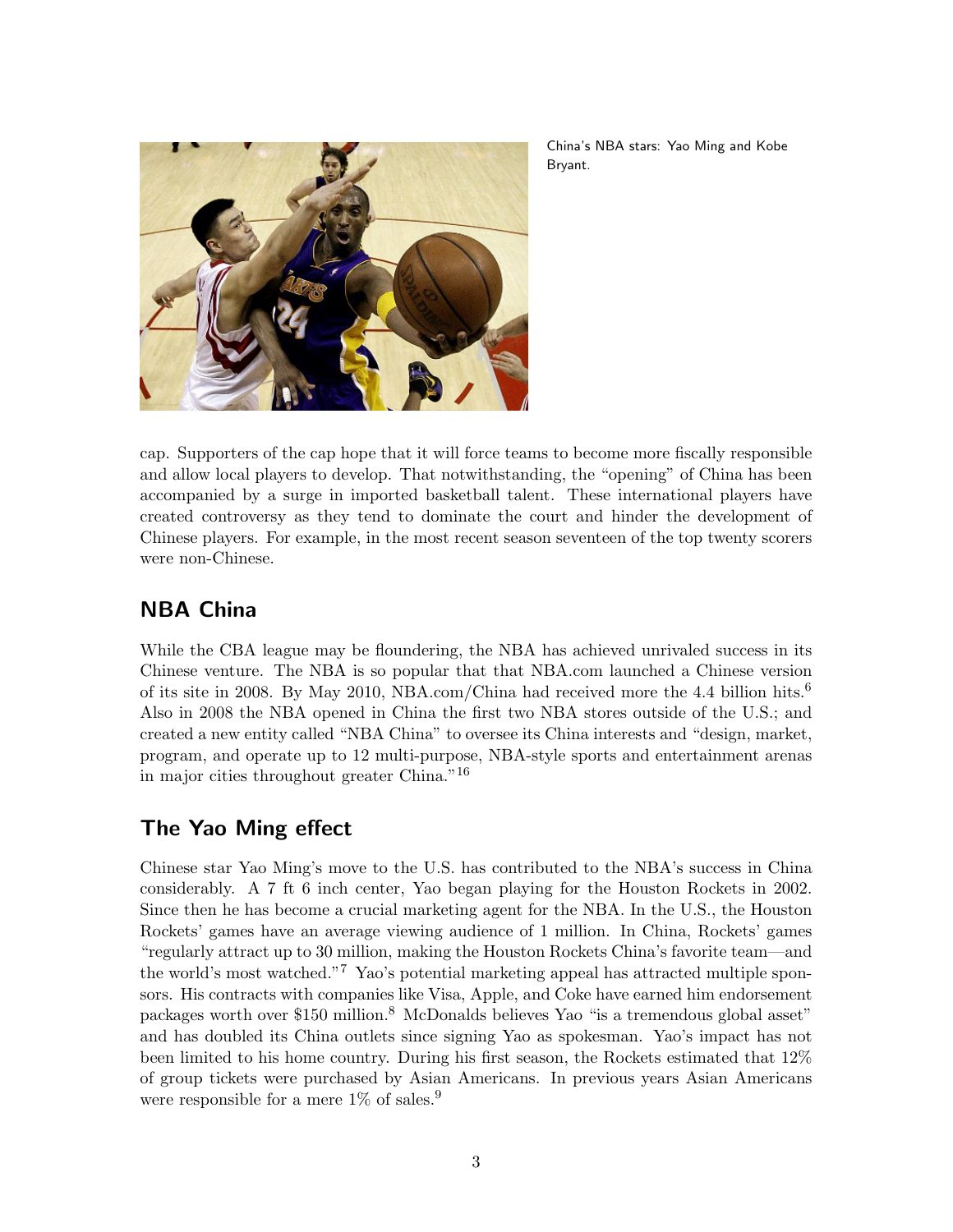China's NBA stars: Yao Ming and Kobe Bryant.

cap. Supporters of the cap hope that it will force teams to become more fiscally responsible and allow local players to develop. That notwithstanding, the "opening" of China has been accompanied by a surge in imported basketball talent. These international players have created controversy as they tend to dominate the court and hinder the development of Chinese players. For example, in the most recent season seventeen of the top twenty scorers were non-Chinese.

## NBA China

While the CBA league may be floundering, the NBA has achieved unrivaled success in its Chinese venture. The NBA is so popular that that NBA.com launched a Chinese version of its site in 2008. By May 2010, NBA.com/China had received more the 4.4 billion hits.[6] Also in 2008 the NBA opened in China the first two NBA stores outside of the U.S.; and created a new entity called "NBA China" to oversee its China interests and "design, market, program, and operate up to 12 multi-purpose, NBA-style sports and entertainment arenas in major cities throughout greater China."[16]

## The Yao Ming effect

Chinese star Yao Ming's move to the U.S. has contributed to the NBA's success in China considerably. A 7 ft 6 inch center, Yao began playing for the Houston Rockets in 2002. Since then he has become a crucial marketing agent for the NBA. In the U.S., the Houston Rockets' games have an average viewing audience of 1 million. In China, Rockets' games "regularly attract up to 30 million, making the Houston Rockets China's favorite team—and the world's most watched."[7] Yao's potential marketing appeal has attracted multiple sponsors. His contracts with companies like Visa, Apple, and Coke have earned him endorsement packages worth over $150 million.[8] McDonalds believes Yao "is a tremendous global asset" and has doubled its China outlets since signing Yao as spokesman. Yao's impact has not been limited to his home country. During his first season, the Rockets estimated that 12% of group tickets were purchased by Asian Americans. In previous years Asian Americans were responsible for a mere 1% of sales.[9]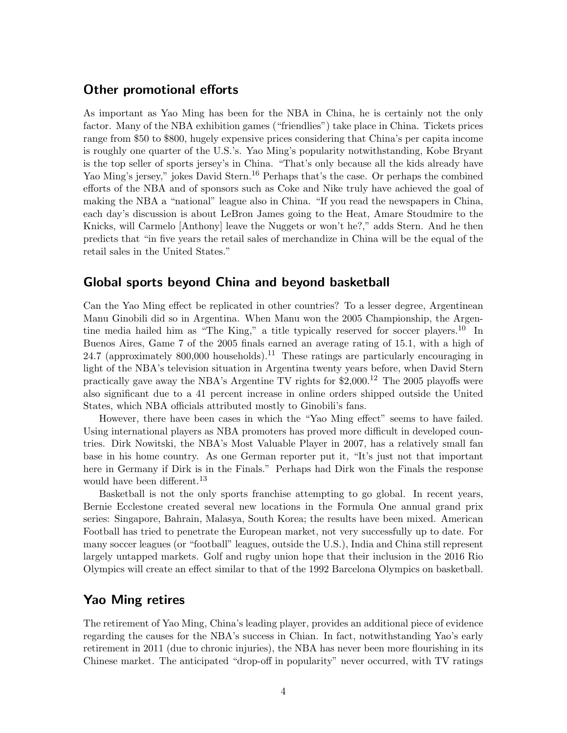## Other promotional efforts

As important as Yao Ming has been for the NBA in China, he is certainly not the only factor. Many of the NBA exhibition games ("friendlies") take place in China. Tickets prices range from $50 to $800, hugely expensive prices considering that China's per capita income is roughly one quarter of the U.S.'s. Yao Ming's popularity notwithstanding, Kobe Bryant is the top seller of sports jersey's in China. "That's only because all the kids already have Yao Ming's jersey," jokes David Stern.[16] Perhaps that's the case. Or perhaps the combined efforts of the NBA and of sponsors such as Coke and Nike truly have achieved the goal of making the NBA a "national" league also in China. "If you read the newspapers in China, each day's discussion is about LeBron James going to the Heat, Amare Stoudmire to the Knicks, will Carmelo [Anthony] leave the Nuggets or won't he?," adds Stern. And he then predicts that "in five years the retail sales of merchandize in China will be the equal of the retail sales in the United States."

## Global sports beyond China and beyond basketball

Can the Yao Ming effect be replicated in other countries? To a lesser degree, Argentinean Manu Ginobili did so in Argentina. When Manu won the 2005 Championship, the Argentine media hailed him as "The King," a title typically reserved for soccer players.[10] In Buenos Aires, Game 7 of the 2005 finals earned an average rating of 15.1, with a high of 24.7 (approximately 800,000 households).[11] These ratings are particularly encouraging in light of the NBA's television situation in Argentina twenty years before, when David Stern practically gave away the NBA's Argentine TV rights for $2,000.[12] The 2005 playoffs were also significant due to a 41 percent increase in online orders shipped outside the United States, which NBA officials attributed mostly to Ginobili's fans.

However, there have been cases in which the "Yao Ming effect" seems to have failed. Using international players as NBA promoters has proved more difficult in developed countries. Dirk Nowitski, the NBA's Most Valuable Player in 2007, has a relatively small fan base in his home country. As one German reporter put it, "It's just not that important here in Germany if Dirk is in the Finals." Perhaps had Dirk won the Finals the response would have been different.[13]

Basketball is not the only sports franchise attempting to go global. In recent years, Bernie Ecclestone created several new locations in the Formula One annual grand prix series: Singapore, Bahrain, Malasya, South Korea; the results have been mixed. American Football has tried to penetrate the European market, not very successfully up to date. For many soccer leagues (or "football" leagues, outside the U.S.), India and China still represent largely untapped markets. Golf and rugby union hope that their inclusion in the 2016 Rio Olympics will create an effect similar to that of the 1992 Barcelona Olympics on basketball.

## Yao Ming retires

The retirement of Yao Ming, China's leading player, provides an additional piece of evidence regarding the causes for the NBA's success in Chian. In fact, notwithstanding Yao's early retirement in 2011 (due to chronic injuries), the NBA has never been more flourishing in its Chinese market. The anticipated "drop-off in popularity" never occurred, with TV ratings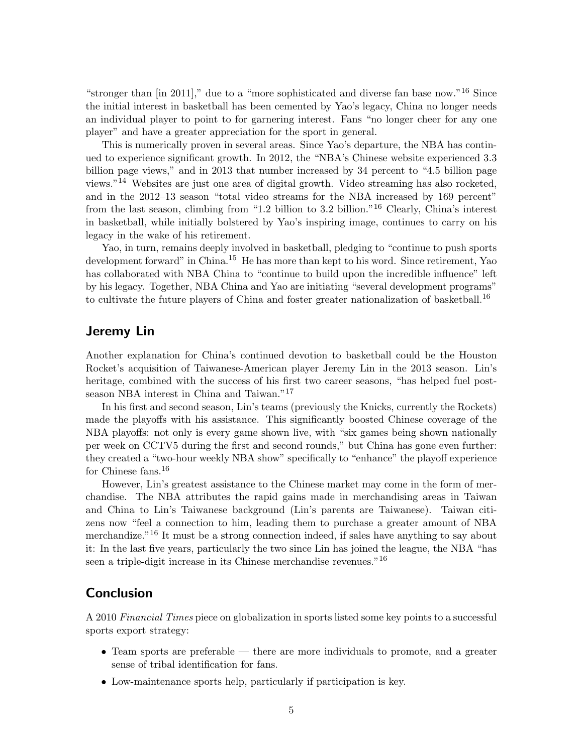"stronger than [in 2011]," due to a "more sophisticated and diverse fan base now."[16] Since the initial interest in basketball has been cemented by Yao's legacy, China no longer needs an individual player to point to for garnering interest. Fans "no longer cheer for any one player" and have a greater appreciation for the sport in general.

This is numerically proven in several areas. Since Yao's departure, the NBA has continued to experience significant growth. In 2012, the "NBA's Chinese website experienced 3.3 billion page views," and in 2013 that number increased by 34 percent to "4.5 billion page views."[14] Websites are just one area of digital growth. Video streaming has also rocketed, and in the 2012–13 season "total video streams for the NBA increased by 169 percent" from the last season, climbing from "1.2 billion to 3.2 billion."[16] Clearly, China's interest in basketball, while initially bolstered by Yao's inspiring image, continues to carry on his legacy in the wake of his retirement.

Yao, in turn, remains deeply involved in basketball, pledging to "continue to push sports development forward" in China.[15] He has more than kept to his word. Since retirement, Yao has collaborated with NBA China to "continue to build upon the incredible influence" left by his legacy. Together, NBA China and Yao are initiating "several development programs" to cultivate the future players of China and foster greater nationalization of basketball.[16]

## Jeremy Lin

Another explanation for China's continued devotion to basketball could be the Houston Rocket's acquisition of Taiwanese-American player Jeremy Lin in the 2013 season. Lin's heritage, combined with the success of his first two career seasons, "has helped fuel post-season NBA interest in China and Taiwan."[17]

In his first and second season, Lin's teams (previously the Knicks, currently the Rockets) made the playoffs with his assistance. This significantly boosted Chinese coverage of the NBA playoffs: not only is every game shown live, with "six games being shown nationally per week on CCTV5 during the first and second rounds," but China has gone even further: they created a "two-hour weekly NBA show" specifically to "enhance" the playoff experience for Chinese fans.[16]

However, Lin's greatest assistance to the Chinese market may come in the form of merchandise. The NBA attributes the rapid gains made in merchandising areas in Taiwan and China to Lin's Taiwanese background (Lin's parents are Taiwanese). Taiwan citizens now "feel a connection to him, leading them to purchase a greater amount of NBA merchandize."[16] It must be a strong connection indeed, if sales have anything to say about it: In the last five years, particularly the two since Lin has joined the league, the NBA "has seen a triple-digit increase in its Chinese merchandise revenues."[16]

## Conclusion

A 2010 *Financial Times* piece on globalization in sports listed some key points to a successful sports export strategy:

- Team sports are preferable — there are more individuals to promote, and a greater sense of tribal identification for fans.
- Low-maintenance sports help, particularly if participation is key.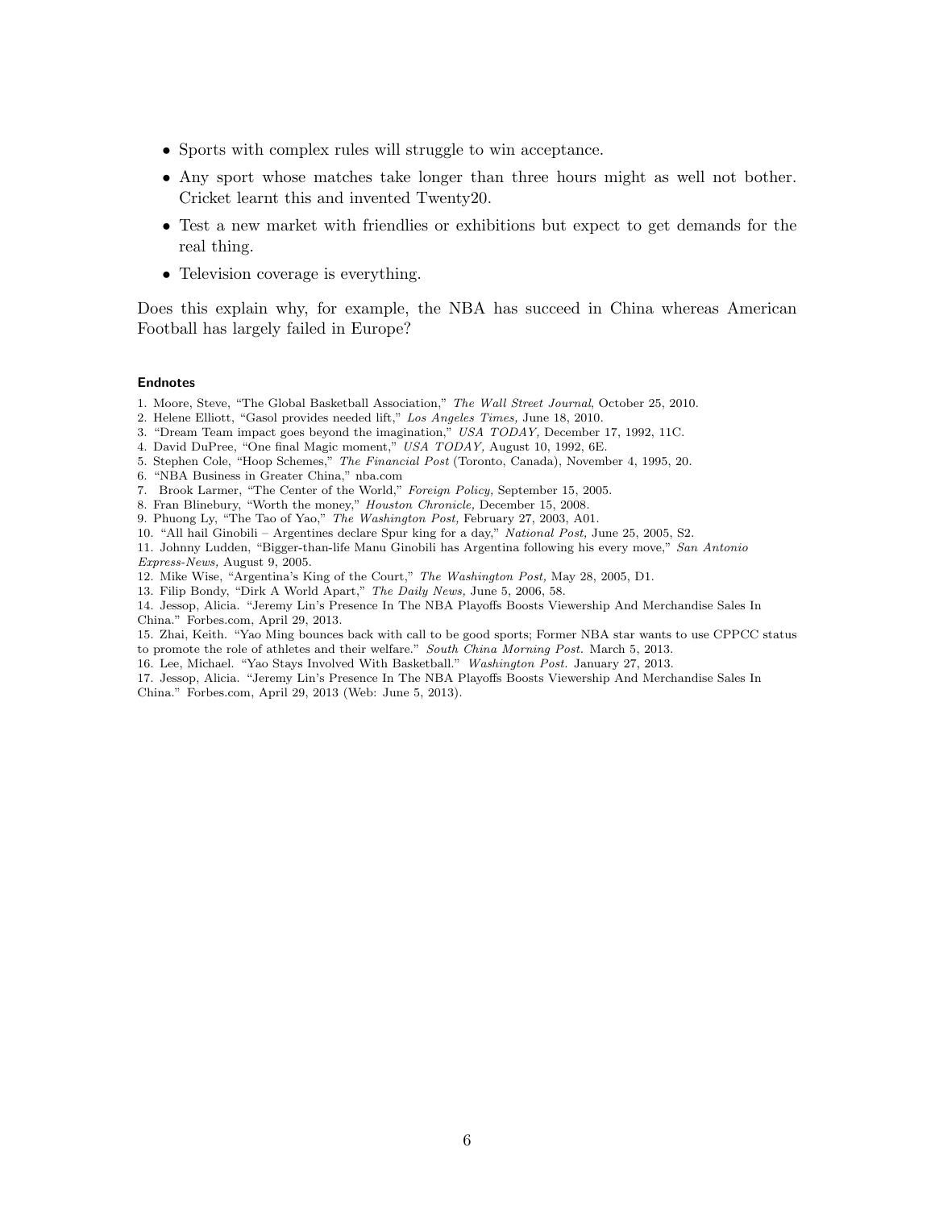- Sports with complex rules will struggle to win acceptance.
- Any sport whose matches take longer than three hours might as well not bother. Cricket learnt this and invented Twenty20.
- Test a new market with friendlies or exhibitions but expect to get demands for the real thing.
- Television coverage is everything.

Does this explain why, for example, the NBA has succeed in China whereas American Football has largely failed in Europe?

#### Endnotes

1. Moore, Steve, "The Global Basketball Association," *The Wall Street Journal*, October 25, 2010.
2. Helene Elliott, "Gasol provides needed lift," *Los Angeles Times,* June 18, 2010.
3. "Dream Team impact goes beyond the imagination," *USA TODAY,* December 17, 1992, 11C.
4. David DuPree, "One final Magic moment," *USA TODAY,* August 10, 1992, 6E.
5. Stephen Cole, "Hoop Schemes," *The Financial Post* (Toronto, Canada), November 4, 1995, 20.
6. "NBA Business in Greater China," nba.com
7. Brook Larmer, "The Center of the World," *Foreign Policy,* September 15, 2005.
8. Fran Blinebury, "Worth the money," *Houston Chronicle,* December 15, 2008.
9. Phuong Ly, "The Tao of Yao," *The Washington Post,* February 27, 2003, A01.
10. "All hail Ginobili – Argentines declare Spur king for a day," *National Post,* June 25, 2005, S2.
11. Johnny Ludden, "Bigger-than-life Manu Ginobili has Argentina following his every move," *San Antonio Express-News,* August 9, 2005.
12. Mike Wise, "Argentina's King of the Court," *The Washington Post,* May 28, 2005, D1.
13. Filip Bondy, "Dirk A World Apart," *The Daily News,* June 5, 2006, 58.
14. Jessop, Alicia. "Jeremy Lin's Presence In The NBA Playoffs Boosts Viewership And Merchandise Sales In China." Forbes.com, April 29, 2013.
15. Zhai, Keith. "Yao Ming bounces back with call to be good sports; Former NBA star wants to use CPPCC status to promote the role of athletes and their welfare." *South China Morning Post.* March 5, 2013.
16. Lee, Michael. "Yao Stays Involved With Basketball." *Washington Post.* January 27, 2013.
17. Jessop, Alicia. "Jeremy Lin's Presence In The NBA Playoffs Boosts Viewership And Merchandise Sales In China." Forbes.com, April 29, 2013 (Web: June 5, 2013).